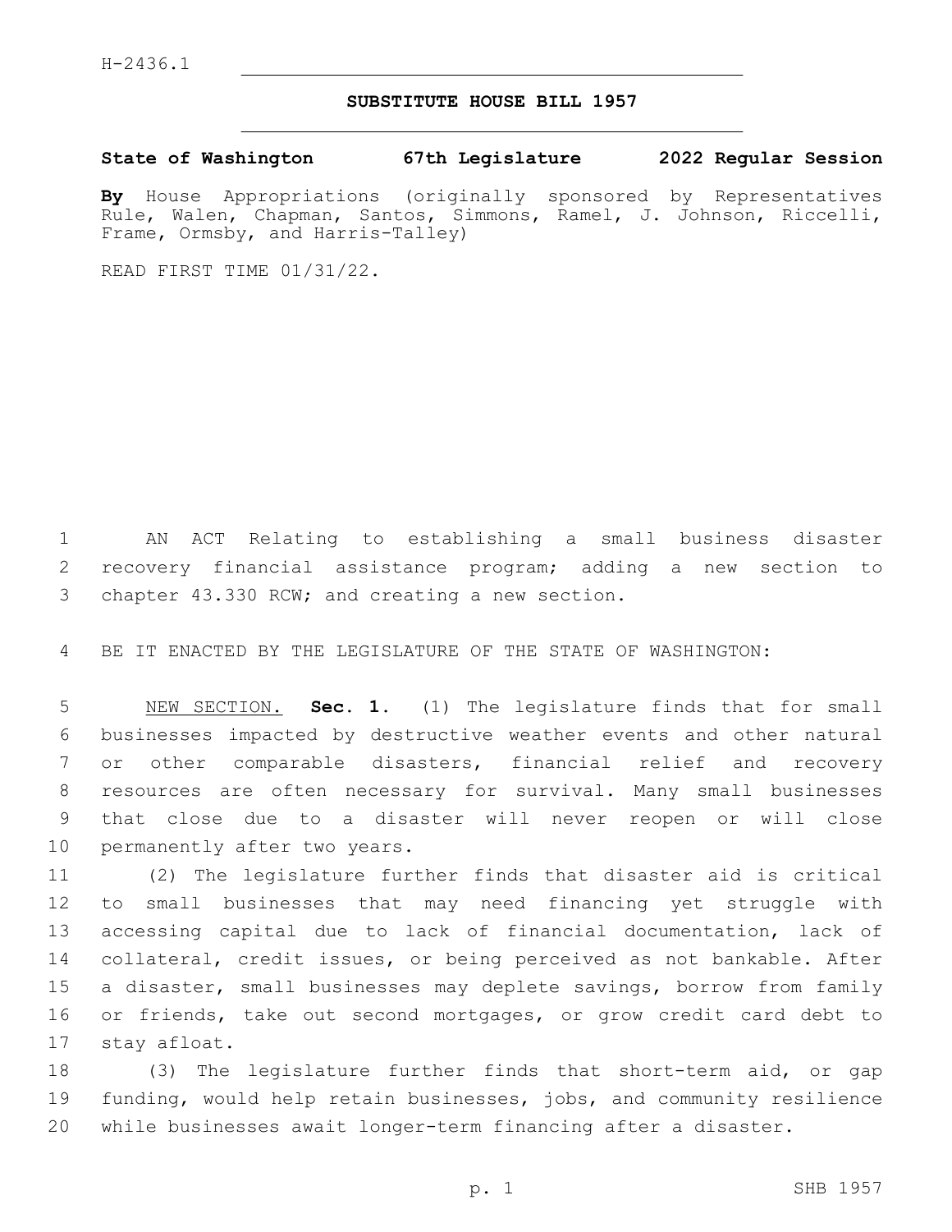H-2436.1

## SUBSTITUTE HOUSE BILL 1957

**State of Washington 67th Legislature 2022 Regular Session**

**By** House Appropriations (originally sponsored by Representatives Rule, Walen, Chapman, Santos, Simmons, Ramel, J. Johnson, Riccelli, Frame, Ormsby, and Harris-Talley)

READ FIRST TIME 01/31/22.

AN ACT Relating to establishing a small business disaster recovery financial assistance program; adding a new section to chapter 43.330 RCW; and creating a new section.

BE IT ENACTED BY THE LEGISLATURE OF THE STATE OF WASHINGTON:

NEW SECTION. **Sec. 1.** (1) The legislature finds that for small businesses impacted by destructive weather events and other natural or other comparable disasters, financial relief and recovery resources are often necessary for survival. Many small businesses that close due to a disaster will never reopen or will close permanently after two years.

(2) The legislature further finds that disaster aid is critical to small businesses that may need financing yet struggle with accessing capital due to lack of financial documentation, lack of collateral, credit issues, or being perceived as not bankable. After a disaster, small businesses may deplete savings, borrow from family or friends, take out second mortgages, or grow credit card debt to stay afloat.

(3) The legislature further finds that short-term aid, or gap funding, would help retain businesses, jobs, and community resilience while businesses await longer-term financing after a disaster.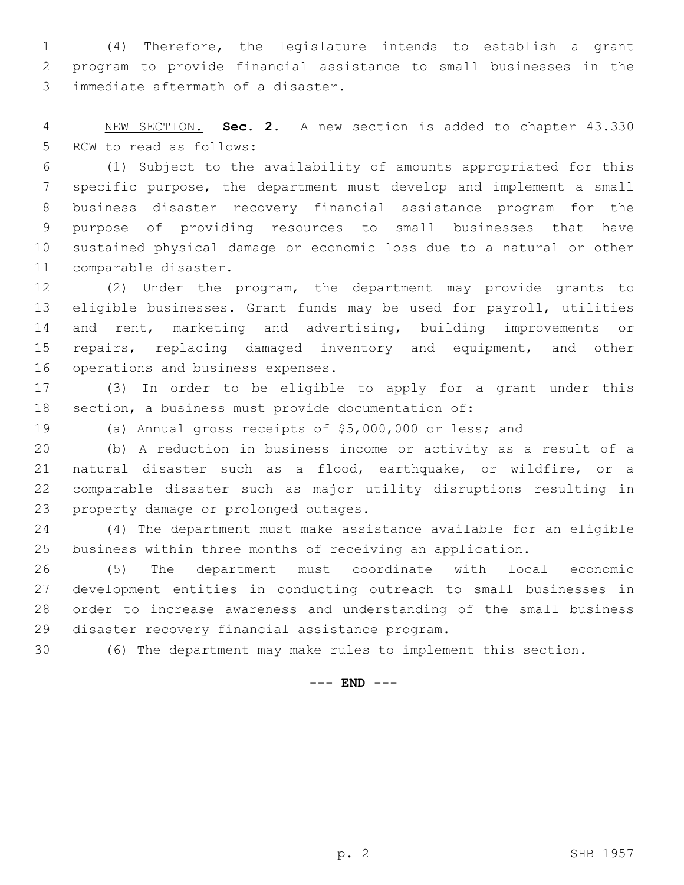(4) Therefore, the legislature intends to establish a grant program to provide financial assistance to small businesses in the immediate aftermath of a disaster.

NEW SECTION. **Sec. 2.** A new section is added to chapter 43.330 RCW to read as follows:

(1) Subject to the availability of amounts appropriated for this specific purpose, the department must develop and implement a small business disaster recovery financial assistance program for the purpose of providing resources to small businesses that have sustained physical damage or economic loss due to a natural or other comparable disaster.

(2) Under the program, the department may provide grants to eligible businesses. Grant funds may be used for payroll, utilities and rent, marketing and advertising, building improvements or repairs, replacing damaged inventory and equipment, and other operations and business expenses.

(3) In order to be eligible to apply for a grant under this section, a business must provide documentation of:

(a) Annual gross receipts of $5,000,000 or less; and

(b) A reduction in business income or activity as a result of a natural disaster such as a flood, earthquake, or wildfire, or a comparable disaster such as major utility disruptions resulting in property damage or prolonged outages.

(4) The department must make assistance available for an eligible business within three months of receiving an application.

(5) The department must coordinate with local economic development entities in conducting outreach to small businesses in order to increase awareness and understanding of the small business disaster recovery financial assistance program.

(6) The department may make rules to implement this section.

**--- END ---**